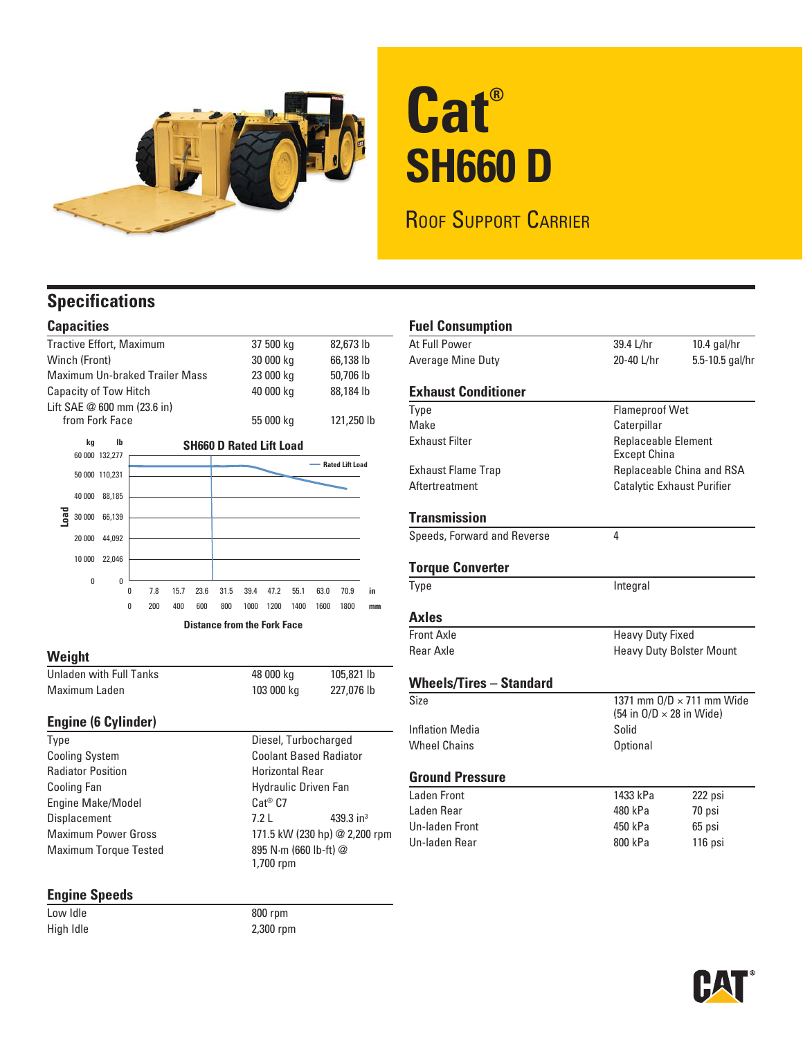# Cat® SH660 D

## Roof Support Carrier

## Specifications

### Capacities

| | | |
|---|---|---|
| Tractive Effort, Maximum | 37 500 kg | 82,673 lb |
| Winch (Front) | 30 000 kg | 66,138 lb |
| Maximum Un-braked Trailer Mass | 23 000 kg | 50,706 lb |
| Capacity of Tow Hitch | 40 000 kg | 88,184 lb |
| Lift SAE @ 600 mm (23.6 in) from Fork Face | 55 000 kg | 121,250 lb |

**SH660 D Rated Lift Load**

Load (kg / lb): 0 / 0; 10 000 / 22,046; 20 000 / 44,092; 30 000 / 66,139; 40 000 / 88,185; 50 000 / 110,231; 60 000 / 132,277

Distance from the Fork Face (in / mm): 0 / 0; 7.8 / 200; 15.7 / 400; 23.6 / 600; 31.5 / 800; 39.4 / 1000; 47.2 / 1200; 55.1 / 1400; 63.0 / 1600; 70.9 / 1800

Rated Lift Load

### Weight

| | | |
|---|---|---|
| Unladen with Full Tanks | 48 000 kg | 105,821 lb |
| Maximum Laden | 103 000 kg | 227,076 lb |

### Engine (6 Cylinder)

| | | |
|---|---|---|
| Type | Diesel, Turbocharged | |
| Cooling System | Coolant Based Radiator | |
| Radiator Position | Horizontal Rear | |
| Cooling Fan | Hydraulic Driven Fan | |
| Engine Make/Model | Cat® C7 | |
| Displacement | 7.2 L | 439.3 in³ |
| Maximum Power Gross | 171.5 kW (230 hp) @ 2,200 rpm | |
| Maximum Torque Tested | 895 N·m (660 lb-ft) @ 1,700 rpm | |

### Engine Speeds

| | |
|---|---|
| Low Idle | 800 rpm |
| High Idle | 2,300 rpm |

### Fuel Consumption

| | | |
|---|---|---|
| At Full Power | 39.4 L/hr | 10.4 gal/hr |
| Average Mine Duty | 20-40 L/hr | 5.5-10.5 gal/hr |

### Exhaust Conditioner

| | |
|---|---|
| Type | Flameproof Wet |
| Make | Caterpillar |
| Exhaust Filter | Replaceable Element Except China |
| Exhaust Flame Trap | Replaceable China and RSA |
| Aftertreatment | Catalytic Exhaust Purifier |

### Transmission

| | |
|---|---|
| Speeds, Forward and Reverse | 4 |

### Torque Converter

| | |
|---|---|
| Type | Integral |

### Axles

| | |
|---|---|
| Front Axle | Heavy Duty Fixed |
| Rear Axle | Heavy Duty Bolster Mount |

### Wheels/Tires – Standard

| | |
|---|---|
| Size | 1371 mm O/D × 711 mm Wide (54 in O/D × 28 in Wide) |
| Inflation Media | Solid |
| Wheel Chains | Optional |

### Ground Pressure

| | | |
|---|---|---|
| Laden Front | 1433 kPa | 222 psi |
| Laden Rear | 480 kPa | 70 psi |
| Un-laden Front | 450 kPa | 65 psi |
| Un-laden Rear | 800 kPa | 116 psi |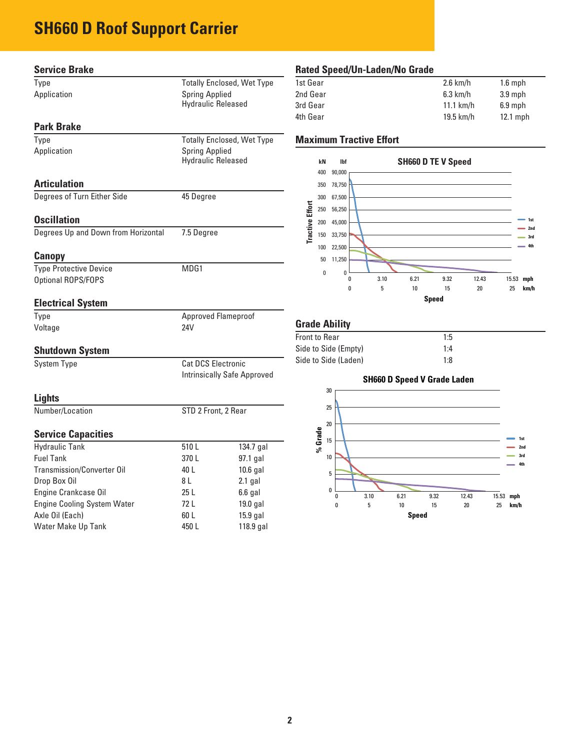# SH660 D Roof Support Carrier

## Service Brake

| | |
|---|---|
| Type | Totally Enclosed, Wet Type |
| Application | Spring Applied<br>Hydraulic Released |

## Park Brake

| | |
|---|---|
| Type | Totally Enclosed, Wet Type |
| Application | Spring Applied<br>Hydraulic Released |

## Articulation

| | |
|---|---|
| Degrees of Turn Either Side | 45 Degree |

## Oscillation

| | |
|---|---|
| Degrees Up and Down from Horizontal | 7.5 Degree |

## Canopy

| | |
|---|---|
| Type Protective Device | MDG1 |
| Optional ROPS/FOPS | |

## Electrical System

| | |
|---|---|
| Type | Approved Flameproof |
| Voltage | 24V |

## Shutdown System

| | |
|---|---|
| System Type | Cat DCS Electronic<br>Intrinsically Safe Approved |

## Lights

| | |
|---|---|
| Number/Location | STD 2 Front, 2 Rear |

## Service Capacities

| | | |
|---|---|---|
| Hydraulic Tank | 510 L | 134.7 gal |
| Fuel Tank | 370 L | 97.1 gal |
| Transmission/Converter Oil | 40 L | 10.6 gal |
| Drop Box Oil | 8 L | 2.1 gal |
| Engine Crankcase Oil | 25 L | 6.6 gal |
| Engine Cooling System Water | 72 L | 19.0 gal |
| Axle Oil (Each) | 60 L | 15.9 gal |
| Water Make Up Tank | 450 L | 118.9 gal |

## Rated Speed/Un-Laden/No Grade

| | | |
|---|---|---|
| 1st Gear | 2.6 km/h | 1.6 mph |
| 2nd Gear | 6.3 km/h | 3.9 mph |
| 3rd Gear | 11.1 km/h | 6.9 mph |
| 4th Gear | 19.5 km/h | 12.1 mph |

## Maximum Tractive Effort

SH660 D TE V Speed

## Grade Ability

| | |
|---|---|
| Front to Rear | 1:5 |
| Side to Side (Empty) | 1:4 |
| Side to Side (Laden) | 1:8 |

SH660 D Speed V Grade Laden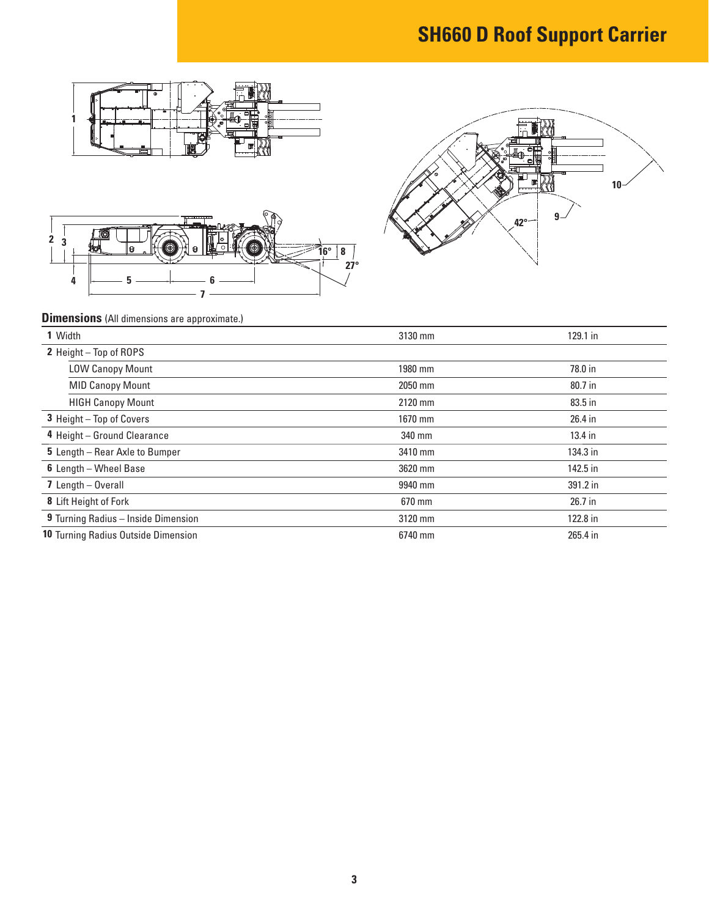# SH660 D Roof Support Carrier

**Dimensions** (All dimensions are approximate.)

| | | |
|---|---|---|
| **1** Width | 3130 mm | 129.1 in |
| **2** Height – Top of ROPS | | |
| LOW Canopy Mount | 1980 mm | 78.0 in |
| MID Canopy Mount | 2050 mm | 80.7 in |
| HIGH Canopy Mount | 2120 mm | 83.5 in |
| **3** Height – Top of Covers | 1670 mm | 26.4 in |
| **4** Height – Ground Clearance | 340 mm | 13.4 in |
| **5** Length – Rear Axle to Bumper | 3410 mm | 134.3 in |
| **6** Length – Wheel Base | 3620 mm | 142.5 in |
| **7** Length – Overall | 9940 mm | 391.2 in |
| **8** Lift Height of Fork | 670 mm | 26.7 in |
| **9** Turning Radius – Inside Dimension | 3120 mm | 122.8 in |
| **10** Turning Radius Outside Dimension | 6740 mm | 265.4 in |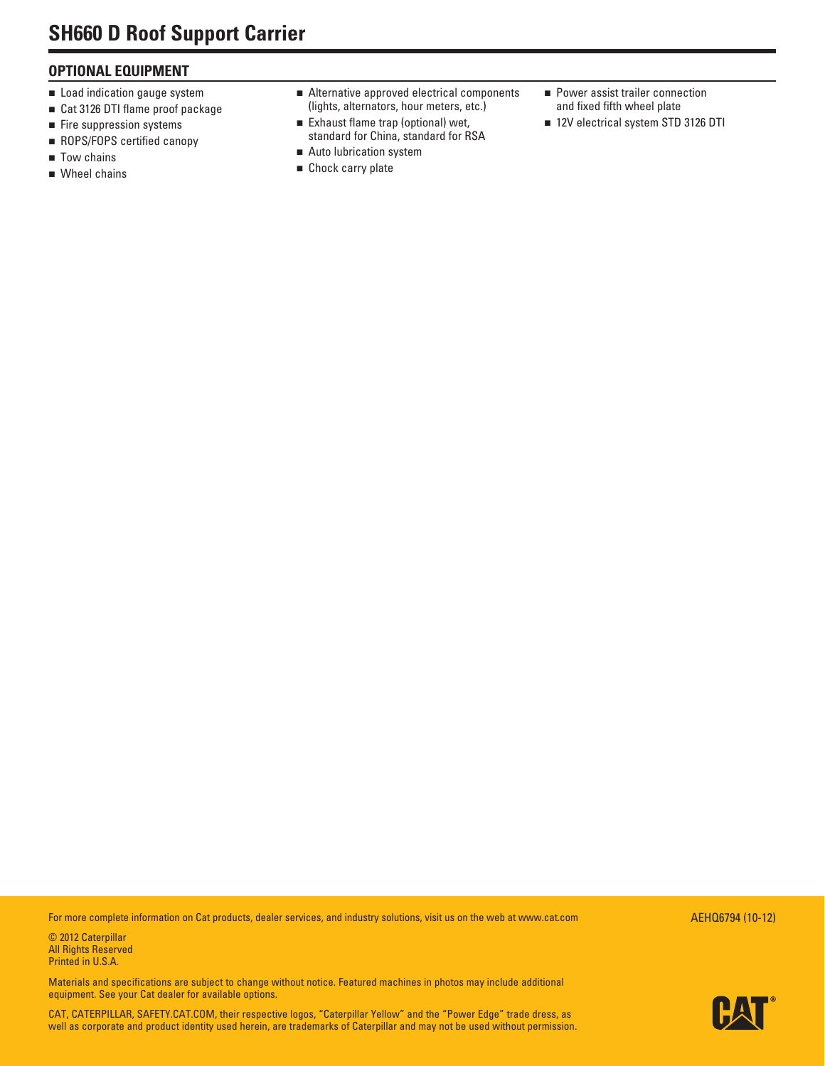# SH660 D Roof Support Carrier

## OPTIONAL EQUIPMENT

- Load indication gauge system
- Cat 3126 DTI flame proof package
- Fire suppression systems
- ROPS/FOPS certified canopy
- Tow chains
- Wheel chains
- Alternative approved electrical components (lights, alternators, hour meters, etc.)
- Exhaust flame trap (optional) wet, standard for China, standard for RSA
- Auto lubrication system
- Chock carry plate
- Power assist trailer connection and fixed fifth wheel plate
- 12V electrical system STD 3126 DTI

For more complete information on Cat products, dealer services, and industry solutions, visit us on the web at www.cat.com

AEHQ6794 (10-12)

© 2012 Caterpillar
All Rights Reserved
Printed in U.S.A.

Materials and specifications are subject to change without notice. Featured machines in photos may include additional equipment. See your Cat dealer for available options.

CAT, CATERPILLAR, SAFETY.CAT.COM, their respective logos, "Caterpillar Yellow" and the "Power Edge" trade dress, as well as corporate and product identity used herein, are trademarks of Caterpillar and may not be used without permission.